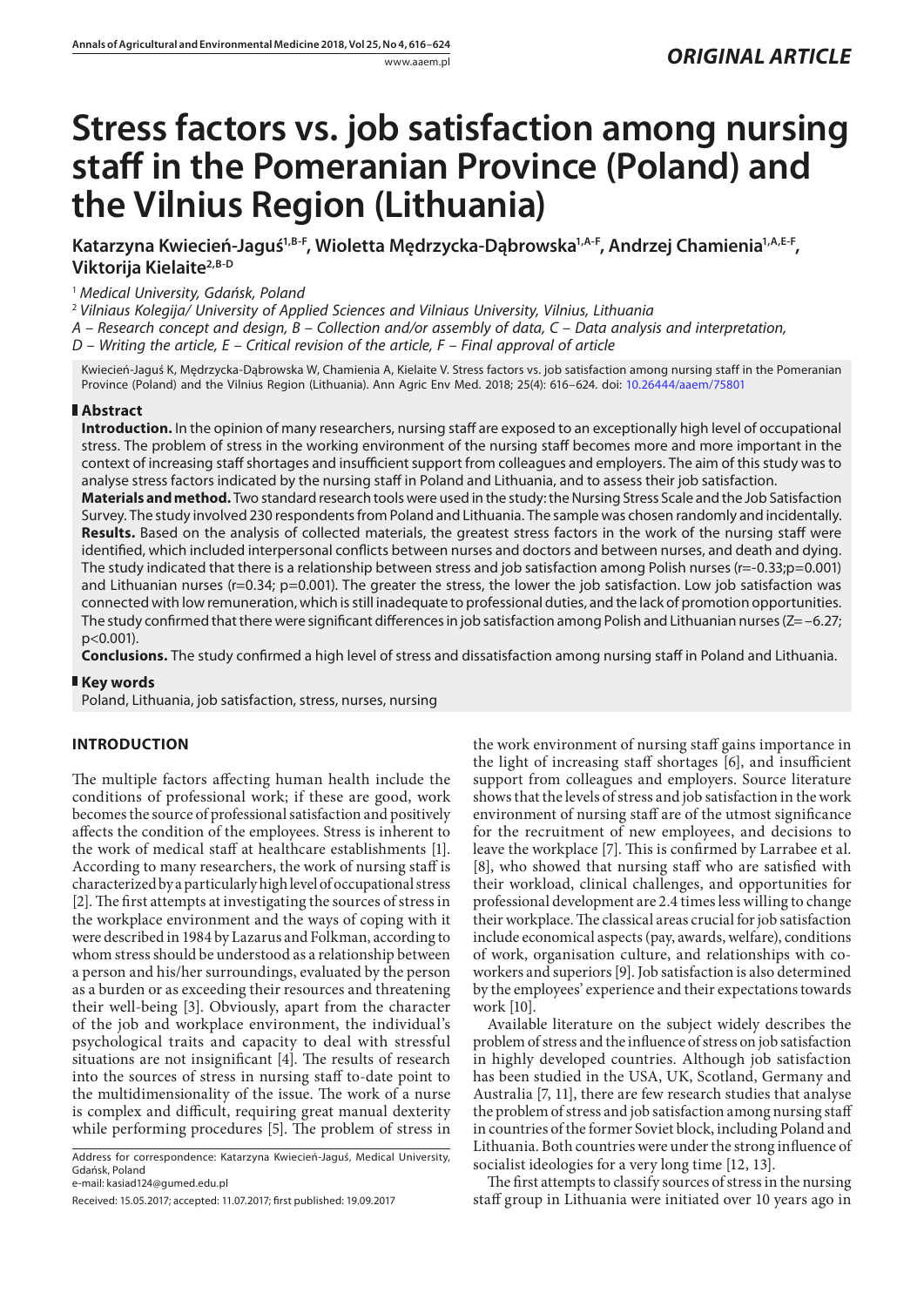*ORIGINAL ARTICLE*

# Stress factors vs. job satisfaction among nursing staff in the Pomeranian Province (Poland) and the Vilnius Region (Lithuania)

**Katarzyna Kwiecień-Jaguś[1,B-F], Wioletta Mędrzycka-Dąbrowska[1,A-F], Andrzej Chamienia[1,A,E-F], Viktorija Kielaite[2,B-D]**

[1] *Medical University, Gdańsk, Poland*

[2] *Vilniaus Kolegija/ University of Applied Sciences and Vilniaus University, Vilnius, Lithuania*

*A – Research concept and design, B – Collection and/or assembly of data, C – Data analysis and interpretation, D – Writing the article, E – Critical revision of the article, F – Final approval of article*

Kwiecień-Jaguś K, Mędrzycka-Dąbrowska W, Chamienia A, Kielaite V. Stress factors vs. job satisfaction among nursing staff in the Pomeranian Province (Poland) and the Vilnius Region (Lithuania). Ann Agric Env Med. 2018; 25(4): 616–624. doi: 10.26444/aaem/75801

## Abstract

**Introduction.** In the opinion of many researchers, nursing staff are exposed to an exceptionally high level of occupational stress. The problem of stress in the working environment of the nursing staff becomes more and more important in the context of increasing staff shortages and insufficient support from colleagues and employers. The aim of this study was to analyse stress factors indicated by the nursing staff in Poland and Lithuania, and to assess their job satisfaction.

**Materials and method.** Two standard research tools were used in the study: the Nursing Stress Scale and the Job Satisfaction Survey. The study involved 230 respondents from Poland and Lithuania. The sample was chosen randomly and incidentally.

**Results.** Based on the analysis of collected materials, the greatest stress factors in the work of the nursing staff were identified, which included interpersonal conflicts between nurses and doctors and between nurses, and death and dying. The study indicated that there is a relationship between stress and job satisfaction among Polish nurses ($r=-0.33; p=0.001$) and Lithuanian nurses ($r=0.34; p=0.001$). The greater the stress, the lower the job satisfaction. Low job satisfaction was connected with low remuneration, which is still inadequate to professional duties, and the lack of promotion opportunities. The study confirmed that there were significant differences in job satisfaction among Polish and Lithuanian nurses ($Z=-6.27$; $p<0.001$).

**Conclusions.** The study confirmed a high level of stress and dissatisfaction among nursing staff in Poland and Lithuania.

## Key words

Poland, Lithuania, job satisfaction, stress, nurses, nursing

## INTRODUCTION

The multiple factors affecting human health include the conditions of professional work; if these are good, work becomes the source of professional satisfaction and positively affects the condition of the employees. Stress is inherent to the work of medical staff at healthcare establishments [1]. According to many researchers, the work of nursing staff is characterized by a particularly high level of occupational stress [2]. The first attempts at investigating the sources of stress in the workplace environment and the ways of coping with it were described in 1984 by Lazarus and Folkman, according to whom stress should be understood as a relationship between a person and his/her surroundings, evaluated by the person as a burden or as exceeding their resources and threatening their well-being [3]. Obviously, apart from the character of the job and workplace environment, the individual's psychological traits and capacity to deal with stressful situations are not insignificant [4]. The results of research into the sources of stress in nursing staff to-date point to the multidimensionality of the issue. The work of a nurse is complex and difficult, requiring great manual dexterity while performing procedures [5]. The problem of stress in the work environment of nursing staff gains importance in the light of increasing staff shortages [6], and insufficient support from colleagues and employers. Source literature shows that the levels of stress and job satisfaction in the work environment of nursing staff are of the utmost significance for the recruitment of new employees, and decisions to leave the workplace [7]. This is confirmed by Larrabee et al. [8], who showed that nursing staff who are satisfied with their workload, clinical challenges, and opportunities for professional development are 2.4 times less willing to change their workplace. The classical areas crucial for job satisfaction include economical aspects (pay, awards, welfare), conditions of work, organisation culture, and relationships with co-workers and superiors [9]. Job satisfaction is also determined by the employees' experience and their expectations towards work [10].

Available literature on the subject widely describes the problem of stress and the influence of stress on job satisfaction in highly developed countries. Although job satisfaction has been studied in the USA, UK, Scotland, Germany and Australia [7, 11], there are few research studies that analyse the problem of stress and job satisfaction among nursing staff in countries of the former Soviet block, including Poland and Lithuania. Both countries were under the strong influence of socialist ideologies for a very long time [12, 13].

The first attempts to classify sources of stress in the nursing staff group in Lithuania were initiated over 10 years ago in

Address for correspondence: Katarzyna Kwiecień-Jaguś, Medical University, Gdańsk, Poland
e-mail: kasiad124@gumed.edu.pl

Received: 15.05.2017; accepted: 11.07.2017; first published: 19.09.2017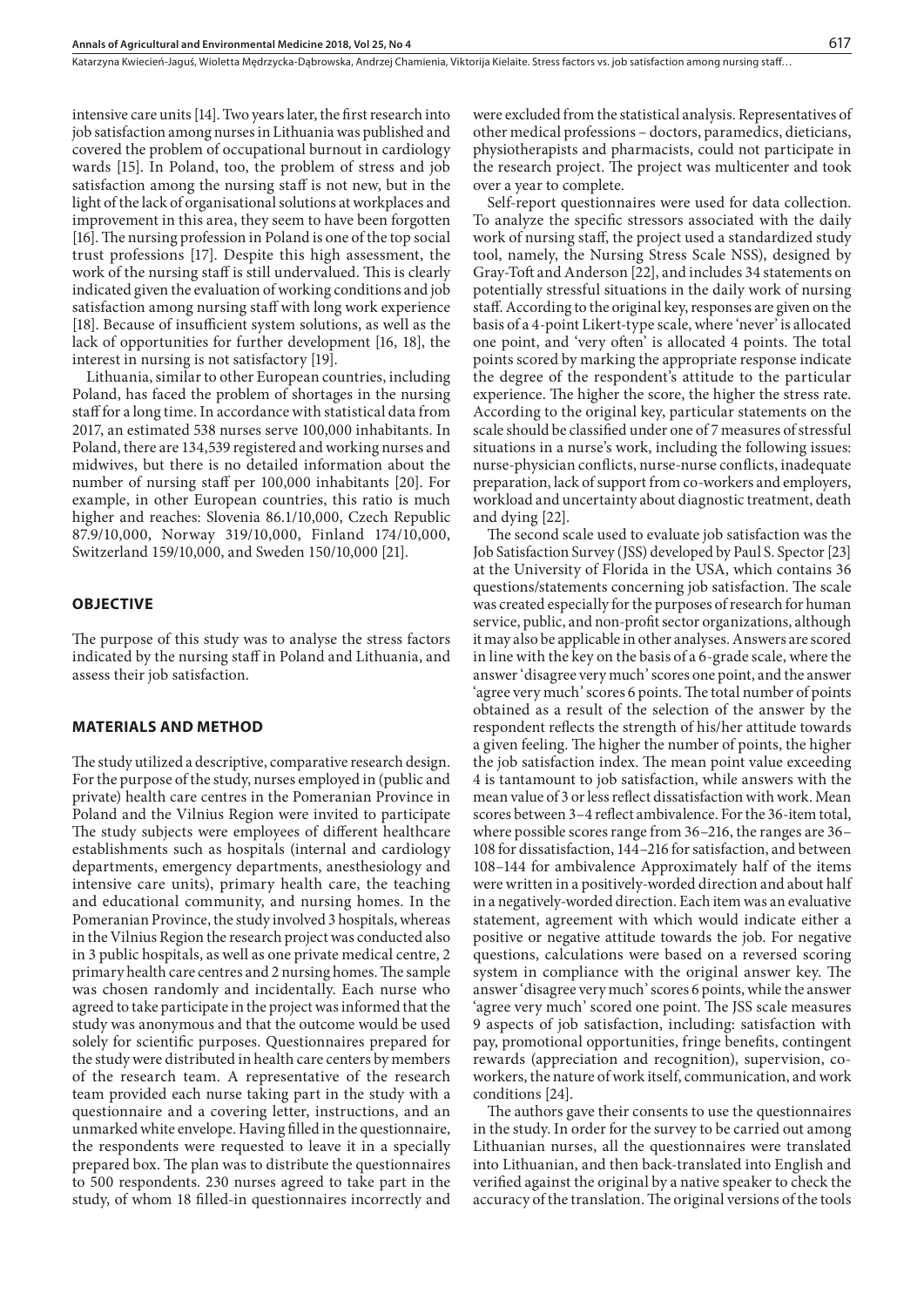intensive care units [14]. Two years later, the first research into job satisfaction among nurses in Lithuania was published and covered the problem of occupational burnout in cardiology wards [15]. In Poland, too, the problem of stress and job satisfaction among the nursing staff is not new, but in the light of the lack of organisational solutions at workplaces and improvement in this area, they seem to have been forgotten [16]. The nursing profession in Poland is one of the top social trust professions [17]. Despite this high assessment, the work of the nursing staff is still undervalued. This is clearly indicated given the evaluation of working conditions and job satisfaction among nursing staff with long work experience [18]. Because of insufficient system solutions, as well as the lack of opportunities for further development [16, 18], the interest in nursing is not satisfactory [19].

Lithuania, similar to other European countries, including Poland, has faced the problem of shortages in the nursing staff for a long time. In accordance with statistical data from 2017, an estimated 538 nurses serve 100,000 inhabitants. In Poland, there are 134,539 registered and working nurses and midwives, but there is no detailed information about the number of nursing staff per 100,000 inhabitants [20]. For example, in other European countries, this ratio is much higher and reaches: Slovenia 86.1/10,000, Czech Republic 87.9/10,000, Norway 319/10,000, Finland 174/10,000, Switzerland 159/10,000, and Sweden 150/10,000 [21].

## OBJECTIVE

The purpose of this study was to analyse the stress factors indicated by the nursing staff in Poland and Lithuania, and assess their job satisfaction.

## MATERIALS AND METHOD

The study utilized a descriptive, comparative research design. For the purpose of the study, nurses employed in (public and private) health care centres in the Pomeranian Province in Poland and the Vilnius Region were invited to participate The study subjects were employees of different healthcare establishments such as hospitals (internal and cardiology departments, emergency departments, anesthesiology and intensive care units), primary health care, the teaching and educational community, and nursing homes. In the Pomeranian Province, the study involved 3 hospitals, whereas in the Vilnius Region the research project was conducted also in 3 public hospitals, as well as one private medical centre, 2 primary health care centres and 2 nursing homes. The sample was chosen randomly and incidentally. Each nurse who agreed to take participate in the project was informed that the study was anonymous and that the outcome would be used solely for scientific purposes. Questionnaires prepared for the study were distributed in health care centers by members of the research team. A representative of the research team provided each nurse taking part in the study with a questionnaire and a covering letter, instructions, and an unmarked white envelope. Having filled in the questionnaire, the respondents were requested to leave it in a specially prepared box. The plan was to distribute the questionnaires to 500 respondents. 230 nurses agreed to take part in the study, of whom 18 filled-in questionnaires incorrectly and were excluded from the statistical analysis. Representatives of other medical professions – doctors, paramedics, dieticians, physiotherapists and pharmacists, could not participate in the research project. The project was multicenter and took over a year to complete.

Self-report questionnaires were used for data collection. To analyze the specific stressors associated with the daily work of nursing staff, the project used a standardized study tool, namely, the Nursing Stress Scale NSS), designed by Gray-Toft and Anderson [22], and includes 34 statements on potentially stressful situations in the daily work of nursing staff. According to the original key, responses are given on the basis of a 4-point Likert-type scale, where 'never' is allocated one point, and 'very often' is allocated 4 points. The total points scored by marking the appropriate response indicate the degree of the respondent's attitude to the particular experience. The higher the score, the higher the stress rate. According to the original key, particular statements on the scale should be classified under one of 7 measures of stressful situations in a nurse's work, including the following issues: nurse-physician conflicts, nurse-nurse conflicts, inadequate preparation, lack of support from co-workers and employers, workload and uncertainty about diagnostic treatment, death and dying [22].

The second scale used to evaluate job satisfaction was the Job Satisfaction Survey (JSS) developed by Paul S. Spector [23] at the University of Florida in the USA, which contains 36 questions/statements concerning job satisfaction. The scale was created especially for the purposes of research for human service, public, and non-profit sector organizations, although it may also be applicable in other analyses. Answers are scored in line with the key on the basis of a 6-grade scale, where the answer 'disagree very much' scores one point, and the answer 'agree very much' scores 6 points. The total number of points obtained as a result of the selection of the answer by the respondent reflects the strength of his/her attitude towards a given feeling. The higher the number of points, the higher the job satisfaction index. The mean point value exceeding 4 is tantamount to job satisfaction, while answers with the mean value of 3 or less reflect dissatisfaction with work. Mean scores between 3–4 reflect ambivalence. For the 36-item total, where possible scores range from 36–216, the ranges are 36–108 for dissatisfaction, 144–216 for satisfaction, and between 108–144 for ambivalence Approximately half of the items were written in a positively-worded direction and about half in a negatively-worded direction. Each item was an evaluative statement, agreement with which would indicate either a positive or negative attitude towards the job. For negative questions, calculations were based on a reversed scoring system in compliance with the original answer key. The answer 'disagree very much' scores 6 points, while the answer 'agree very much' scored one point. The JSS scale measures 9 aspects of job satisfaction, including: satisfaction with pay, promotional opportunities, fringe benefits, contingent rewards (appreciation and recognition), supervision, co-workers, the nature of work itself, communication, and work conditions [24].

The authors gave their consents to use the questionnaires in the study. In order for the survey to be carried out among Lithuanian nurses, all the questionnaires were translated into Lithuanian, and then back-translated into English and verified against the original by a native speaker to check the accuracy of the translation. The original versions of the tools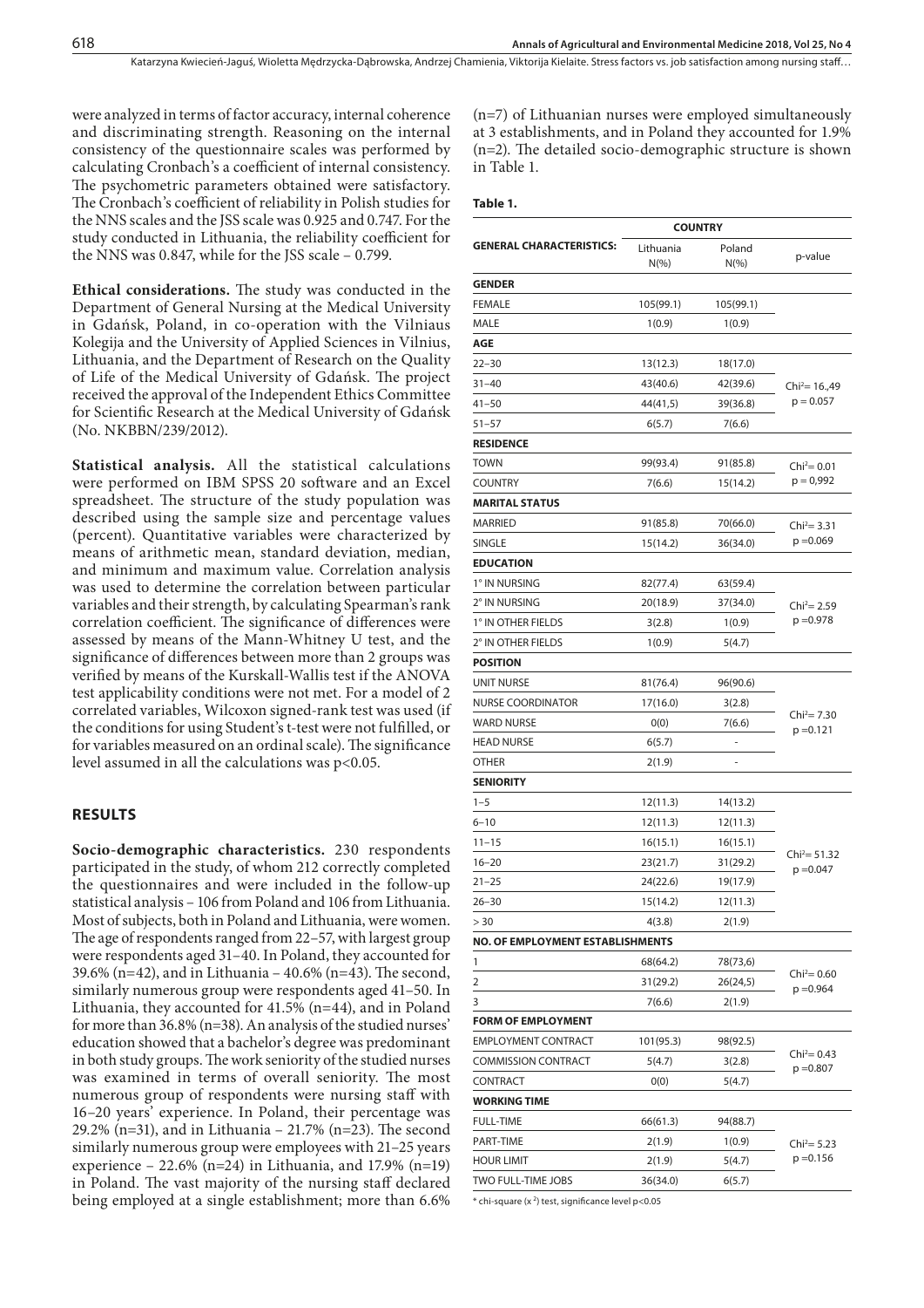were analyzed in terms of factor accuracy, internal coherence and discriminating strength. Reasoning on the internal consistency of the questionnaire scales was performed by calculating Cronbach's a coefficient of internal consistency. The psychometric parameters obtained were satisfactory. The Cronbach's coefficient of reliability in Polish studies for the NNS scales and the JSS scale was 0.925 and 0.747. For the study conducted in Lithuania, the reliability coefficient for the NNS was 0.847, while for the JSS scale – 0.799.

**Ethical considerations.** The study was conducted in the Department of General Nursing at the Medical University in Gdańsk, Poland, in co-operation with the Vilniaus Kolegija and the University of Applied Sciences in Vilnius, Lithuania, and the Department of Research on the Quality of Life of the Medical University of Gdańsk. The project received the approval of the Independent Ethics Committee for Scientific Research at the Medical University of Gdańsk (No. NKBBN/239/2012).

**Statistical analysis.** All the statistical calculations were performed on IBM SPSS 20 software and an Excel spreadsheet. The structure of the study population was described using the sample size and percentage values (percent). Quantitative variables were characterized by means of arithmetic mean, standard deviation, median, and minimum and maximum value. Correlation analysis was used to determine the correlation between particular variables and their strength, by calculating Spearman's rank correlation coefficient. The significance of differences were assessed by means of the Mann-Whitney U test, and the significance of differences between more than 2 groups was verified by means of the Kurskall-Wallis test if the ANOVA test applicability conditions were not met. For a model of 2 correlated variables, Wilcoxon signed-rank test was used (if the conditions for using Student's t-test were not fulfilled, or for variables measured on an ordinal scale). The significance level assumed in all the calculations was $p<0.05$.

## RESULTS

**Socio-demographic characteristics.** 230 respondents participated in the study, of whom 212 correctly completed the questionnaires and were included in the follow-up statistical analysis – 106 from Poland and 106 from Lithuania. Most of subjects, both in Poland and Lithuania, were women. The age of respondents ranged from 22–57, with largest group were respondents aged 31–40. In Poland, they accounted for 39.6% (n=42), and in Lithuania – 40.6% (n=43). The second, similarly numerous group were respondents aged 41–50. In Lithuania, they accounted for 41.5% (n=44), and in Poland for more than 36.8% (n=38). An analysis of the studied nurses' education showed that a bachelor's degree was predominant in both study groups. The work seniority of the studied nurses was examined in terms of overall seniority. The most numerous group of respondents were nursing staff with 16–20 years' experience. In Poland, their percentage was 29.2% (n=31), and in Lithuania – 21.7% (n=23). The second similarly numerous group were employees with 21–25 years experience – 22.6% (n=24) in Lithuania, and 17.9% (n=19) in Poland. The vast majority of the nursing staff declared being employed at a single establishment; more than 6.6% (n=7) of Lithuanian nurses were employed simultaneously at 3 establishments, and in Poland they accounted for 1.9% (n=2). The detailed socio-demographic structure is shown in Table 1.

**Table 1.**

| GENERAL CHARACTERISTICS: | COUNTRY | | |
|---|---|---|---|
| | Lithuania N(%) | Poland N(%) | p-value |
| **GENDER** | | | |
| FEMALE | 105(99.1) | 105(99.1) | |
| MALE | 1(0.9) | 1(0.9) | |
| **AGE** | | | |
| 22–30 | 13(12.3) | 18(17.0) | $Chi^2$= 16.,49 p = 0.057 |
| 31–40 | 43(40.6) | 42(39.6) | |
| 41–50 | 44(41,5) | 39(36.8) | |
| 51–57 | 6(5.7) | 7(6.6) | |
| **RESIDENCE** | | | |
| TOWN | 99(93.4) | 91(85.8) | $Chi^2$= 0.01 p = 0,992 |
| COUNTRY | 7(6.6) | 15(14.2) | |
| **MARITAL STATUS** | | | |
| MARRIED | 91(85.8) | 70(66.0) | $Chi^2$= 3.31 p =0.069 |
| SINGLE | 15(14.2) | 36(34.0) | |
| **EDUCATION** | | | |
| 1° IN NURSING | 82(77.4) | 63(59.4) | $Chi^2$= 2.59 p =0.978 |
| 2° IN NURSING | 20(18.9) | 37(34.0) | |
| 1° IN OTHER FIELDS | 3(2.8) | 1(0.9) | |
| 2° IN OTHER FIELDS | 1(0.9) | 5(4.7) | |
| **POSITION** | | | |
| UNIT NURSE | 81(76.4) | 96(90.6) | $Chi^2$= 7.30 p =0.121 |
| NURSE COORDINATOR | 17(16.0) | 3(2.8) | |
| WARD NURSE | 0(0) | 7(6.6) | |
| HEAD NURSE | 6(5.7) | - | |
| OTHER | 2(1.9) | - | |
| **SENIORITY** | | | |
| 1–5 | 12(11.3) | 14(13.2) | $Chi^2$= 51.32 p =0.047 |
| 6–10 | 12(11.3) | 12(11.3) | |
| 11–15 | 16(15.1) | 16(15.1) | |
| 16–20 | 23(21.7) | 31(29.2) | |
| 21–25 | 24(22.6) | 19(17.9) | |
| 26–30 | 15(14.2) | 12(11.3) | |
| > 30 | 4(3.8) | 2(1.9) | |
| **NO. OF EMPLOYMENT ESTABLISHMENTS** | | | |
| 1 | 68(64.2) | 78(73,6) | $Chi^2$= 0.60 p =0.964 |
| 2 | 31(29.2) | 26(24,5) | |
| 3 | 7(6.6) | 2(1.9) | |
| **FORM OF EMPLOYMENT** | | | |
| EMPLOYMENT CONTRACT | 101(95.3) | 98(92.5) | $Chi^2$= 0.43 p =0.807 |
| COMMISSION CONTRACT | 5(4.7) | 3(2.8) | |
| CONTRACT | 0(0) | 5(4.7) | |
| **WORKING TIME** | | | |
| FULL-TIME | 66(61.3) | 94(88.7) | $Chi^2$= 5.23 p =0.156 |
| PART-TIME | 2(1.9) | 1(0.9) | |
| HOUR LIMIT | 2(1.9) | 5(4.7) | |
| TWO FULL-TIME JOBS | 36(34.0) | 6(5.7) | |

\* chi-square ($x^2$) test, significance level $p<0.05$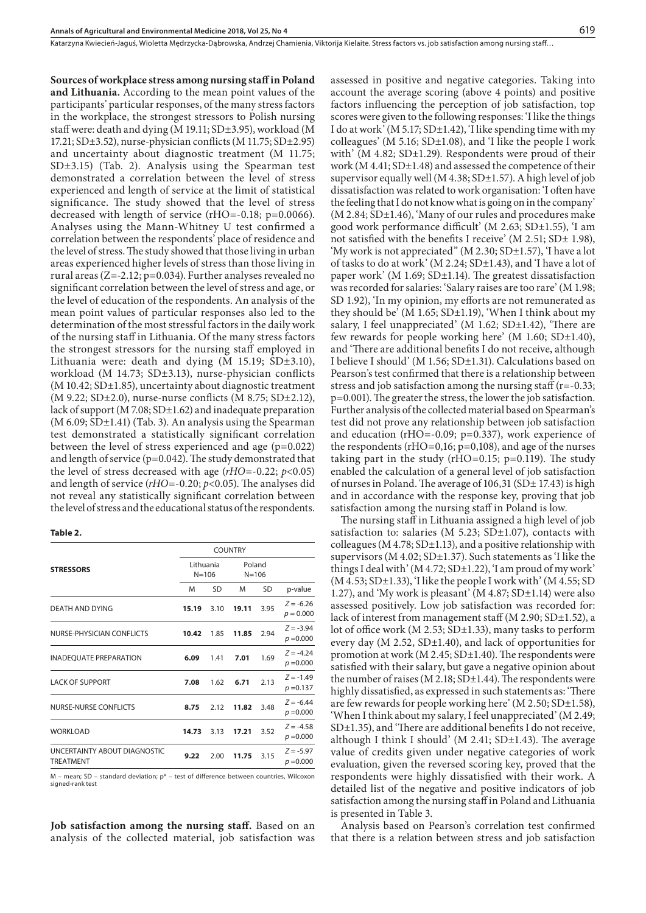**Sources of workplace stress among nursing staff in Poland and Lithuania.** According to the mean point values of the participants' particular responses, of the many stress factors in the workplace, the strongest stressors to Polish nursing staff were: death and dying (M 19.11; SD±3.95), workload (M 17.21; SD±3.52), nurse-physician conflicts (M 11.75; SD±2.95) and uncertainty about diagnostic treatment (M 11.75; SD±3.15) (Tab. 2). Analysis using the Spearman test demonstrated a correlation between the level of stress experienced and length of service at the limit of statistical significance. The study showed that the level of stress decreased with length of service (rHO=-0.18; p=0.0066). Analyses using the Mann-Whitney U test confirmed a correlation between the respondents' place of residence and the level of stress. The study showed that those living in urban areas experienced higher levels of stress than those living in rural areas (Z=-2.12; p=0.034). Further analyses revealed no significant correlation between the level of stress and age, or the level of education of the respondents. An analysis of the mean point values of particular responses also led to the determination of the most stressful factors in the daily work of the nursing staff in Lithuania. Of the many stress factors the strongest stressors for the nursing staff employed in Lithuania were: death and dying (M 15.19; SD±3.10), workload (M 14.73; SD±3.13), nurse-physician conflicts (M 10.42; SD±1.85), uncertainty about diagnostic treatment (M 9.22; SD±2.0), nurse-nurse conflicts (M 8.75; SD±2.12), lack of support (M 7.08; SD±1.62) and inadequate preparation (M 6.09; SD±1.41) (Tab. 3). An analysis using the Spearman test demonstrated a statistically significant correlation between the level of stress experienced and age (p=0.022) and length of service (p=0.042). The study demonstrated that the level of stress decreased with age (*rHO*=-0.22; *p*<0.05) and length of service (*rHO*=-0.20; *p*<0.05). The analyses did not reveal any statistically significant correlation between the level of stress and the educational status of the respondents.

**Table 2.**

| STRESSORS | COUNTRY | | | | |
|---|---|---|---|---|---|
| | Lithuania N=106 | | Poland N=106 | | |
| | M | SD | M | SD | p-value |
| DEATH AND DYING | **15.19** | 3.10 | **19.11** | 3.95 | $Z = -6.26$ $p = 0.000$ |
| NURSE-PHYSICIAN CONFLICTS | **10.42** | 1.85 | **11.85** | 2.94 | $Z = -3.94$ $p = 0.000$ |
| INADEQUATE PREPARATION | **6.09** | 1.41 | **7.01** | 1.69 | $Z = -4.24$ $p = 0.000$ |
| LACK OF SUPPORT | **7.08** | 1.62 | **6.71** | 2.13 | $Z = -1.49$ $p = 0.137$ |
| NURSE-NURSE CONFLICTS | **8.75** | 2.12 | **11.82** | 3.48 | $Z = -6.44$ $p = 0.000$ |
| WORKLOAD | **14.73** | 3.13 | **17.21** | 3.52 | $Z = -4.58$ $p = 0.000$ |
| UNCERTAINTY ABOUT DIAGNOSTIC TREATMENT | **9.22** | 2.00 | **11.75** | 3.15 | $Z = -5.97$ $p = 0.000$ |

M – mean; SD – standard deviation; p* – test of difference between countries, Wilcoxon signed-rank test

**Job satisfaction among the nursing staff.** Based on an analysis of the collected material, job satisfaction was assessed in positive and negative categories. Taking into account the average scoring (above 4 points) and positive factors influencing the perception of job satisfaction, top scores were given to the following responses: 'I like the things I do at work' (M 5.17; SD±1.42), 'I like spending time with my colleagues' (M 5.16; SD±1.08), and 'I like the people I work with' (M 4.82; SD±1.29). Respondents were proud of their work (M 4.41; SD±1.48) and assessed the competence of their supervisor equally well (M 4.38; SD±1.57). A high level of job dissatisfaction was related to work organisation: 'I often have the feeling that I do not know what is going on in the company' (M 2.84; SD±1.46), 'Many of our rules and procedures make good work performance difficult' (M 2.63; SD±1.55), 'I am not satisfied with the benefits I receive' (M 2.51; SD± 1.98), 'My work is not appreciated" (M 2.30; SD±1.57), 'I have a lot of tasks to do at work' (M 2.24; SD±1.43), and 'I have a lot of paper work' (M 1.69; SD±1.14). The greatest dissatisfaction was recorded for salaries: 'Salary raises are too rare' (M 1.98; SD 1.92), 'In my opinion, my efforts are not remunerated as they should be' (M 1.65; SD±1.19), 'When I think about my salary, I feel unappreciated' (M 1.62; SD±1.42), 'There are few rewards for people working here' (M 1.60; SD±1.40), and 'There are additional benefits I do not receive, although I believe I should' (M 1.56; SD±1.31). Calculations based on Pearson's test confirmed that there is a relationship between stress and job satisfaction among the nursing staff (r=-0.33; p=0.001). The greater the stress, the lower the job satisfaction. Further analysis of the collected material based on Spearman's test did not prove any relationship between job satisfaction and education (rHO=-0.09; p=0.337), work experience of the respondents (rHO=0,16; p=0,108), and age of the nurses taking part in the study (rHO=0.15; p=0.119). The study enabled the calculation of a general level of job satisfaction of nurses in Poland. The average of 106,31 (SD± 17.43) is high and in accordance with the response key, proving that job satisfaction among the nursing staff in Poland is low.

The nursing staff in Lithuania assigned a high level of job satisfaction to: salaries (M 5.23; SD±1.07), contacts with colleagues (M 4.78; SD±1.13), and a positive relationship with supervisors (M 4.02; SD±1.37). Such statements as 'I like the things I deal with' (M 4.72; SD±1.22), 'I am proud of my work' (M 4.53; SD±1.33), 'I like the people I work with' (M 4.55; SD 1.27), and 'My work is pleasant' (M 4.87; SD±1.14) were also assessed positively. Low job satisfaction was recorded for: lack of interest from management staff (M 2.90; SD±1.52), a lot of office work (M 2.53; SD±1.33), many tasks to perform every day (M 2.52, SD±1.40), and lack of opportunities for promotion at work (M 2.45; SD±1.40). The respondents were satisfied with their salary, but gave a negative opinion about the number of raises (M 2.18; SD±1.44). The respondents were highly dissatisfied, as expressed in such statements as: 'There are few rewards for people working here' (M 2.50; SD±1.58), 'When I think about my salary, I feel unappreciated' (M 2.49; SD±1.35), and 'There are additional benefits I do not receive, although I think I should' (M 2.41; SD±1.43). The average value of credits given under negative categories of work evaluation, given the reversed scoring key, proved that the respondents were highly dissatisfied with their work. A detailed list of the negative and positive indicators of job satisfaction among the nursing staff in Poland and Lithuania is presented in Table 3.

Analysis based on Pearson's correlation test confirmed that there is a relation between stress and job satisfaction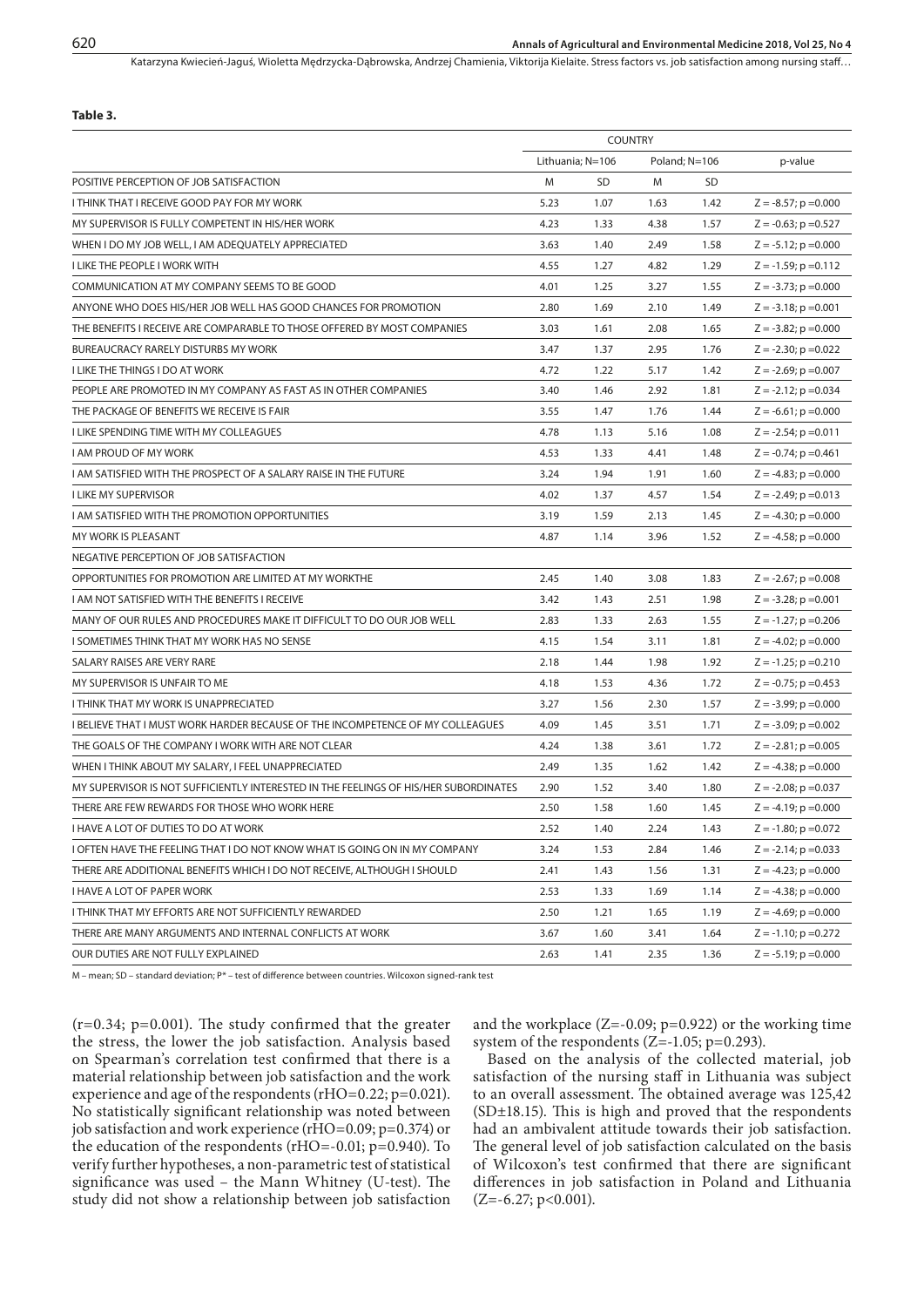**Table 3.**

| | COUNTRY | | | | |
|---|---|---|---|---|---|
| | Lithuania; N=106 | | Poland; N=106 | | p-value |
| POSITIVE PERCEPTION OF JOB SATISFACTION | M | SD | M | SD | |
| I THINK THAT I RECEIVE GOOD PAY FOR MY WORK | 5.23 | 1.07 | 1.63 | 1.42 | Z = -8.57; p =0.000 |
| MY SUPERVISOR IS FULLY COMPETENT IN HIS/HER WORK | 4.23 | 1.33 | 4.38 | 1.57 | Z = -0.63; p =0.527 |
| WHEN I DO MY JOB WELL, I AM ADEQUATELY APPRECIATED | 3.63 | 1.40 | 2.49 | 1.58 | Z = -5.12; p =0.000 |
| I LIKE THE PEOPLE I WORK WITH | 4.55 | 1.27 | 4.82 | 1.29 | Z = -1.59; p =0.112 |
| COMMUNICATION AT MY COMPANY SEEMS TO BE GOOD | 4.01 | 1.25 | 3.27 | 1.55 | Z = -3.73; p =0.000 |
| ANYONE WHO DOES HIS/HER JOB WELL HAS GOOD CHANCES FOR PROMOTION | 2.80 | 1.69 | 2.10 | 1.49 | Z = -3.18; p =0.001 |
| THE BENEFITS I RECEIVE ARE COMPARABLE TO THOSE OFFERED BY MOST COMPANIES | 3.03 | 1.61 | 2.08 | 1.65 | Z = -3.82; p =0.000 |
| BUREAUCRACY RARELY DISTURBS MY WORK | 3.47 | 1.37 | 2.95 | 1.76 | Z = -2.30; p =0.022 |
| I LIKE THE THINGS I DO AT WORK | 4.72 | 1.22 | 5.17 | 1.42 | Z = -2.69; p =0.007 |
| PEOPLE ARE PROMOTED IN MY COMPANY AS FAST AS IN OTHER COMPANIES | 3.40 | 1.46 | 2.92 | 1.81 | Z = -2.12; p =0.034 |
| THE PACKAGE OF BENEFITS WE RECEIVE IS FAIR | 3.55 | 1.47 | 1.76 | 1.44 | Z = -6.61; p =0.000 |
| I LIKE SPENDING TIME WITH MY COLLEAGUES | 4.78 | 1.13 | 5.16 | 1.08 | Z = -2.54; p =0.011 |
| I AM PROUD OF MY WORK | 4.53 | 1.33 | 4.41 | 1.48 | Z = -0.74; p =0.461 |
| I AM SATISFIED WITH THE PROSPECT OF A SALARY RAISE IN THE FUTURE | 3.24 | 1.94 | 1.91 | 1.60 | Z = -4.83; p =0.000 |
| I LIKE MY SUPERVISOR | 4.02 | 1.37 | 4.57 | 1.54 | Z = -2.49; p =0.013 |
| I AM SATISFIED WITH THE PROMOTION OPPORTUNITIES | 3.19 | 1.59 | 2.13 | 1.45 | Z = -4.30; p =0.000 |
| MY WORK IS PLEASANT | 4.87 | 1.14 | 3.96 | 1.52 | Z = -4.58; p =0.000 |
| NEGATIVE PERCEPTION OF JOB SATISFACTION | | | | | |
| OPPORTUNITIES FOR PROMOTION ARE LIMITED AT MY WORKTHE | 2.45 | 1.40 | 3.08 | 1.83 | Z = -2.67; p =0.008 |
| I AM NOT SATISFIED WITH THE BENEFITS I RECEIVE | 3.42 | 1.43 | 2.51 | 1.98 | Z = -3.28; p =0.001 |
| MANY OF OUR RULES AND PROCEDURES MAKE IT DIFFICULT TO DO OUR JOB WELL | 2.83 | 1.33 | 2.63 | 1.55 | Z = -1.27; p =0.206 |
| I SOMETIMES THINK THAT MY WORK HAS NO SENSE | 4.15 | 1.54 | 3.11 | 1.81 | Z = -4.02; p =0.000 |
| SALARY RAISES ARE VERY RARE | 2.18 | 1.44 | 1.98 | 1.92 | Z = -1.25; p =0.210 |
| MY SUPERVISOR IS UNFAIR TO ME | 4.18 | 1.53 | 4.36 | 1.72 | Z = -0.75; p =0.453 |
| I THINK THAT MY WORK IS UNAPPRECIATED | 3.27 | 1.56 | 2.30 | 1.57 | Z = -3.99; p =0.000 |
| I BELIEVE THAT I MUST WORK HARDER BECAUSE OF THE INCOMPETENCE OF MY COLLEAGUES | 4.09 | 1.45 | 3.51 | 1.71 | Z = -3.09; p =0.002 |
| THE GOALS OF THE COMPANY I WORK WITH ARE NOT CLEAR | 4.24 | 1.38 | 3.61 | 1.72 | Z = -2.81; p =0.005 |
| WHEN I THINK ABOUT MY SALARY, I FEEL UNAPPRECIATED | 2.49 | 1.35 | 1.62 | 1.42 | Z = -4.38; p =0.000 |
| MY SUPERVISOR IS NOT SUFFICIENTLY INTERESTED IN THE FEELINGS OF HIS/HER SUBORDINATES | 2.90 | 1.52 | 3.40 | 1.80 | Z = -2.08; p =0.037 |
| THERE ARE FEW REWARDS FOR THOSE WHO WORK HERE | 2.50 | 1.58 | 1.60 | 1.45 | Z = -4.19; p =0.000 |
| I HAVE A LOT OF DUTIES TO DO AT WORK | 2.52 | 1.40 | 2.24 | 1.43 | Z = -1.80; p =0.072 |
| I OFTEN HAVE THE FEELING THAT I DO NOT KNOW WHAT IS GOING ON IN MY COMPANY | 3.24 | 1.53 | 2.84 | 1.46 | Z = -2.14; p =0.033 |
| THERE ARE ADDITIONAL BENEFITS WHICH I DO NOT RECEIVE, ALTHOUGH I SHOULD | 2.41 | 1.43 | 1.56 | 1.31 | Z = -4.23; p =0.000 |
| I HAVE A LOT OF PAPER WORK | 2.53 | 1.33 | 1.69 | 1.14 | Z = -4.38; p =0.000 |
| I THINK THAT MY EFFORTS ARE NOT SUFFICIENTLY REWARDED | 2.50 | 1.21 | 1.65 | 1.19 | Z = -4.69; p =0.000 |
| THERE ARE MANY ARGUMENTS AND INTERNAL CONFLICTS AT WORK | 3.67 | 1.60 | 3.41 | 1.64 | Z = -1.10; p =0.272 |
| OUR DUTIES ARE NOT FULLY EXPLAINED | 2.63 | 1.41 | 2.35 | 1.36 | Z = -5.19; p =0.000 |

M – mean; SD – standard deviation; P* – test of difference between countries. Wilcoxon signed-rank test

(r=0.34; p=0.001). The study confirmed that the greater the stress, the lower the job satisfaction. Analysis based on Spearman's correlation test confirmed that there is a material relationship between job satisfaction and the work experience and age of the respondents (rHO=0.22; p=0.021). No statistically significant relationship was noted between job satisfaction and work experience (rHO=0.09; p=0.374) or the education of the respondents (rHO=-0.01; p=0.940). To verify further hypotheses, a non-parametric test of statistical significance was used – the Mann Whitney (U-test). The study did not show a relationship between job satisfaction and the workplace (Z=-0.09; p=0.922) or the working time system of the respondents (Z=-1.05; p=0.293).

Based on the analysis of the collected material, job satisfaction of the nursing staff in Lithuania was subject to an overall assessment. The obtained average was 125,42 (SD±18.15). This is high and proved that the respondents had an ambivalent attitude towards their job satisfaction. The general level of job satisfaction calculated on the basis of Wilcoxon's test confirmed that there are significant differences in job satisfaction in Poland and Lithuania (Z=-6.27; p<0.001).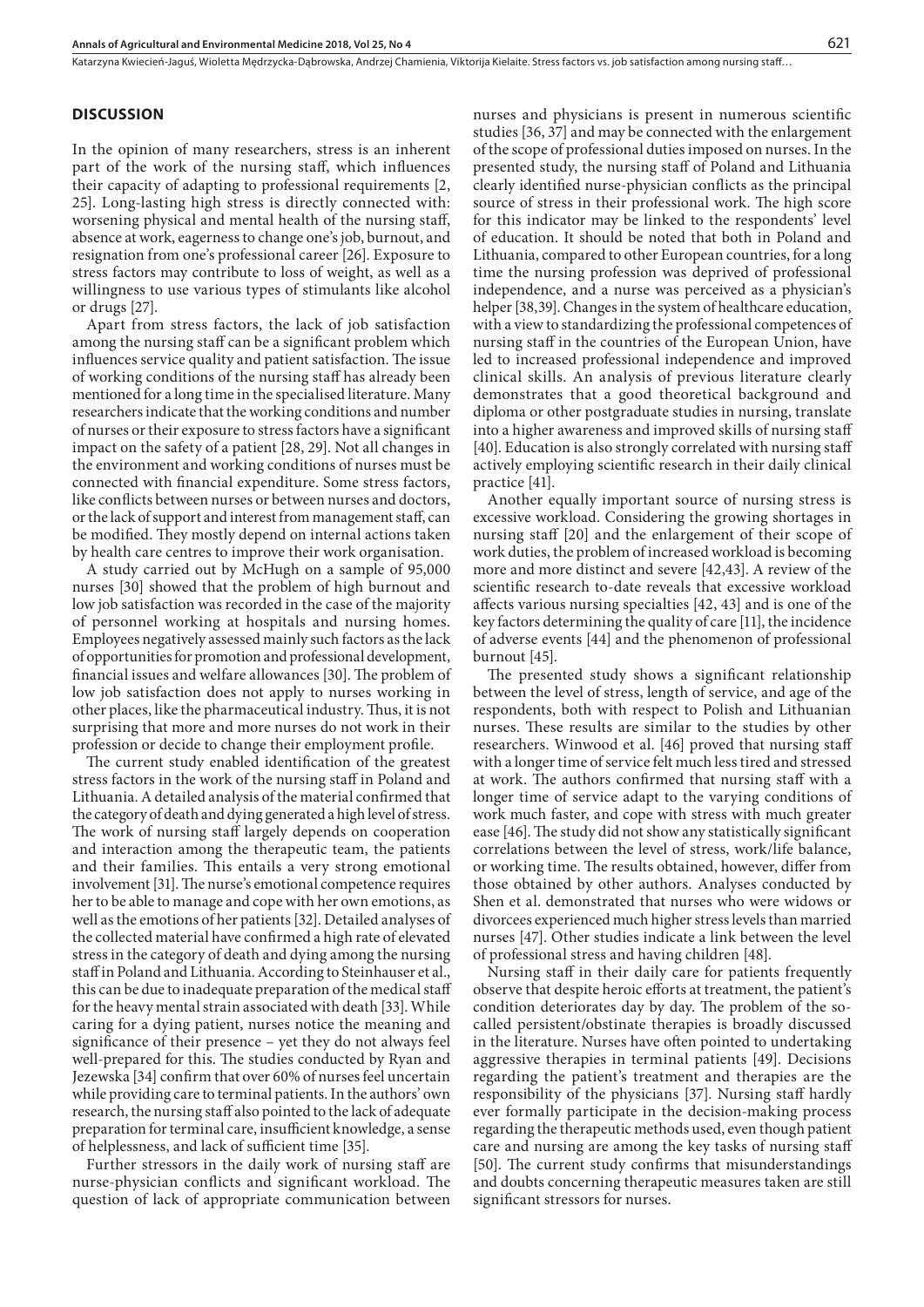## DISCUSSION

In the opinion of many researchers, stress is an inherent part of the work of the nursing staff, which influences their capacity of adapting to professional requirements [2, 25]. Long-lasting high stress is directly connected with: worsening physical and mental health of the nursing staff, absence at work, eagerness to change one's job, burnout, and resignation from one's professional career [26]. Exposure to stress factors may contribute to loss of weight, as well as a willingness to use various types of stimulants like alcohol or drugs [27].

Apart from stress factors, the lack of job satisfaction among the nursing staff can be a significant problem which influences service quality and patient satisfaction. The issue of working conditions of the nursing staff has already been mentioned for a long time in the specialised literature. Many researchers indicate that the working conditions and number of nurses or their exposure to stress factors have a significant impact on the safety of a patient [28, 29]. Not all changes in the environment and working conditions of nurses must be connected with financial expenditure. Some stress factors, like conflicts between nurses or between nurses and doctors, or the lack of support and interest from management staff, can be modified. They mostly depend on internal actions taken by health care centres to improve their work organisation.

A study carried out by McHugh on a sample of 95,000 nurses [30] showed that the problem of high burnout and low job satisfaction was recorded in the case of the majority of personnel working at hospitals and nursing homes. Employees negatively assessed mainly such factors as the lack of opportunities for promotion and professional development, financial issues and welfare allowances [30]. The problem of low job satisfaction does not apply to nurses working in other places, like the pharmaceutical industry. Thus, it is not surprising that more and more nurses do not work in their profession or decide to change their employment profile.

The current study enabled identification of the greatest stress factors in the work of the nursing staff in Poland and Lithuania. A detailed analysis of the material confirmed that the category of death and dying generated a high level of stress. The work of nursing staff largely depends on cooperation and interaction among the therapeutic team, the patients and their families. This entails a very strong emotional involvement [31]. The nurse's emotional competence requires her to be able to manage and cope with her own emotions, as well as the emotions of her patients [32]. Detailed analyses of the collected material have confirmed a high rate of elevated stress in the category of death and dying among the nursing staff in Poland and Lithuania. According to Steinhauser et al., this can be due to inadequate preparation of the medical staff for the heavy mental strain associated with death [33]. While caring for a dying patient, nurses notice the meaning and significance of their presence – yet they do not always feel well-prepared for this. The studies conducted by Ryan and Jezewska [34] confirm that over 60% of nurses feel uncertain while providing care to terminal patients. In the authors' own research, the nursing staff also pointed to the lack of adequate preparation for terminal care, insufficient knowledge, a sense of helplessness, and lack of sufficient time [35].

Further stressors in the daily work of nursing staff are nurse-physician conflicts and significant workload. The question of lack of appropriate communication between nurses and physicians is present in numerous scientific studies [36, 37] and may be connected with the enlargement of the scope of professional duties imposed on nurses. In the presented study, the nursing staff of Poland and Lithuania clearly identified nurse-physician conflicts as the principal source of stress in their professional work. The high score for this indicator may be linked to the respondents' level of education. It should be noted that both in Poland and Lithuania, compared to other European countries, for a long time the nursing profession was deprived of professional independence, and a nurse was perceived as a physician's helper [38,39]. Changes in the system of healthcare education, with a view to standardizing the professional competences of nursing staff in the countries of the European Union, have led to increased professional independence and improved clinical skills. An analysis of previous literature clearly demonstrates that a good theoretical background and diploma or other postgraduate studies in nursing, translate into a higher awareness and improved skills of nursing staff [40]. Education is also strongly correlated with nursing staff actively employing scientific research in their daily clinical practice [41].

Another equally important source of nursing stress is excessive workload. Considering the growing shortages in nursing staff [20] and the enlargement of their scope of work duties, the problem of increased workload is becoming more and more distinct and severe [42,43]. A review of the scientific research to-date reveals that excessive workload affects various nursing specialties [42, 43] and is one of the key factors determining the quality of care [11], the incidence of adverse events [44] and the phenomenon of professional burnout [45].

The presented study shows a significant relationship between the level of stress, length of service, and age of the respondents, both with respect to Polish and Lithuanian nurses. These results are similar to the studies by other researchers. Winwood et al. [46] proved that nursing staff with a longer time of service felt much less tired and stressed at work. The authors confirmed that nursing staff with a longer time of service adapt to the varying conditions of work much faster, and cope with stress with much greater ease [46]. The study did not show any statistically significant correlations between the level of stress, work/life balance, or working time. The results obtained, however, differ from those obtained by other authors. Analyses conducted by Shen et al. demonstrated that nurses who were widows or divorcees experienced much higher stress levels than married nurses [47]. Other studies indicate a link between the level of professional stress and having children [48].

Nursing staff in their daily care for patients frequently observe that despite heroic efforts at treatment, the patient's condition deteriorates day by day. The problem of the so-called persistent/obstinate therapies is broadly discussed in the literature. Nurses have often pointed to undertaking aggressive therapies in terminal patients [49]. Decisions regarding the patient's treatment and therapies are the responsibility of the physicians [37]. Nursing staff hardly ever formally participate in the decision-making process regarding the therapeutic methods used, even though patient care and nursing are among the key tasks of nursing staff [50]. The current study confirms that misunderstandings and doubts concerning therapeutic measures taken are still significant stressors for nurses.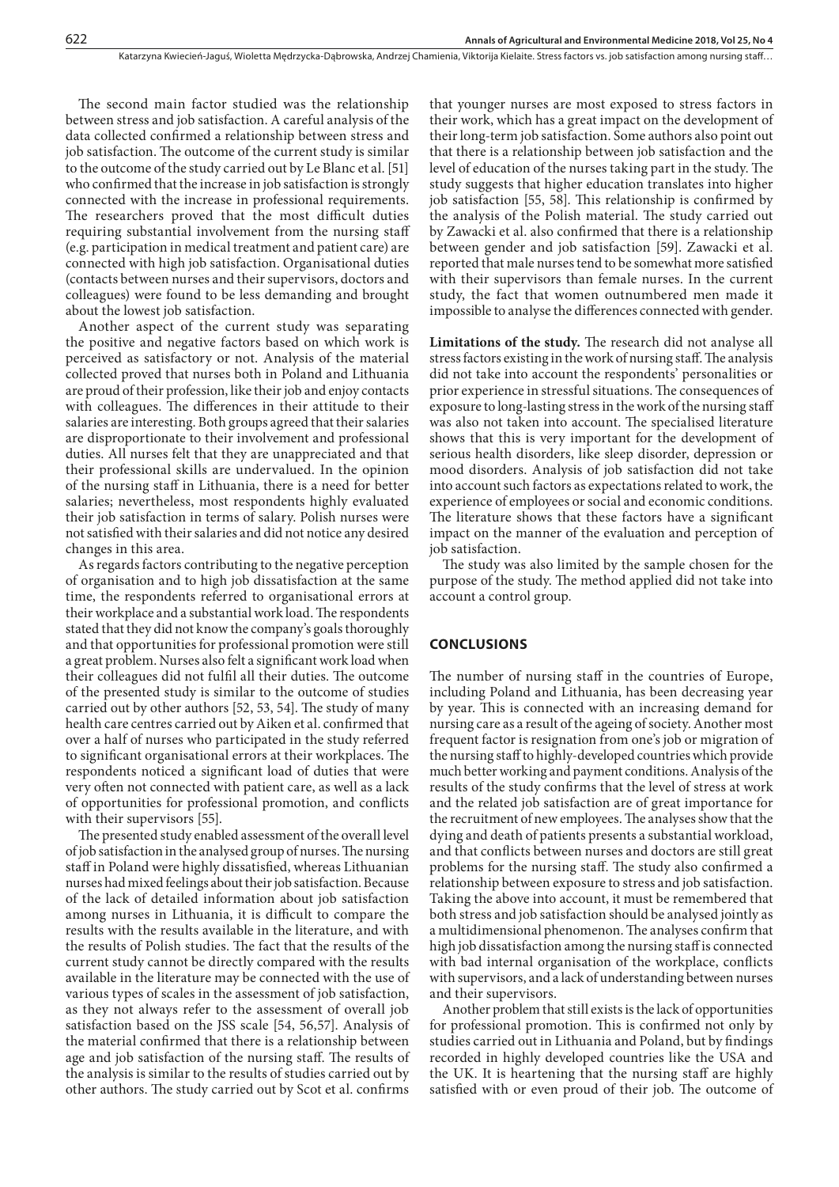The second main factor studied was the relationship between stress and job satisfaction. A careful analysis of the data collected confirmed a relationship between stress and job satisfaction. The outcome of the current study is similar to the outcome of the study carried out by Le Blanc et al. [51] who confirmed that the increase in job satisfaction is strongly connected with the increase in professional requirements. The researchers proved that the most difficult duties requiring substantial involvement from the nursing staff (e.g. participation in medical treatment and patient care) are connected with high job satisfaction. Organisational duties (contacts between nurses and their supervisors, doctors and colleagues) were found to be less demanding and brought about the lowest job satisfaction.

Another aspect of the current study was separating the positive and negative factors based on which work is perceived as satisfactory or not. Analysis of the material collected proved that nurses both in Poland and Lithuania are proud of their profession, like their job and enjoy contacts with colleagues. The differences in their attitude to their salaries are interesting. Both groups agreed that their salaries are disproportionate to their involvement and professional duties. All nurses felt that they are unappreciated and that their professional skills are undervalued. In the opinion of the nursing staff in Lithuania, there is a need for better salaries; nevertheless, most respondents highly evaluated their job satisfaction in terms of salary. Polish nurses were not satisfied with their salaries and did not notice any desired changes in this area.

As regards factors contributing to the negative perception of organisation and to high job dissatisfaction at the same time, the respondents referred to organisational errors at their workplace and a substantial work load. The respondents stated that they did not know the company's goals thoroughly and that opportunities for professional promotion were still a great problem. Nurses also felt a significant work load when their colleagues did not fulfil all their duties. The outcome of the presented study is similar to the outcome of studies carried out by other authors [52, 53, 54]. The study of many health care centres carried out by Aiken et al. confirmed that over a half of nurses who participated in the study referred to significant organisational errors at their workplaces. The respondents noticed a significant load of duties that were very often not connected with patient care, as well as a lack of opportunities for professional promotion, and conflicts with their supervisors [55].

The presented study enabled assessment of the overall level of job satisfaction in the analysed group of nurses. The nursing staff in Poland were highly dissatisfied, whereas Lithuanian nurses had mixed feelings about their job satisfaction. Because of the lack of detailed information about job satisfaction among nurses in Lithuania, it is difficult to compare the results with the results available in the literature, and with the results of Polish studies. The fact that the results of the current study cannot be directly compared with the results available in the literature may be connected with the use of various types of scales in the assessment of job satisfaction, as they not always refer to the assessment of overall job satisfaction based on the JSS scale [54, 56,57]. Analysis of the material confirmed that there is a relationship between age and job satisfaction of the nursing staff. The results of the analysis is similar to the results of studies carried out by other authors. The study carried out by Scot et al. confirms that younger nurses are most exposed to stress factors in their work, which has a great impact on the development of their long-term job satisfaction. Some authors also point out that there is a relationship between job satisfaction and the level of education of the nurses taking part in the study. The study suggests that higher education translates into higher job satisfaction [55, 58]. This relationship is confirmed by the analysis of the Polish material. The study carried out by Zawacki et al. also confirmed that there is a relationship between gender and job satisfaction [59]. Zawacki et al. reported that male nurses tend to be somewhat more satisfied with their supervisors than female nurses. In the current study, the fact that women outnumbered men made it impossible to analyse the differences connected with gender.

**Limitations of the study.** The research did not analyse all stress factors existing in the work of nursing staff. The analysis did not take into account the respondents' personalities or prior experience in stressful situations. The consequences of exposure to long-lasting stress in the work of the nursing staff was also not taken into account. The specialised literature shows that this is very important for the development of serious health disorders, like sleep disorder, depression or mood disorders. Analysis of job satisfaction did not take into account such factors as expectations related to work, the experience of employees or social and economic conditions. The literature shows that these factors have a significant impact on the manner of the evaluation and perception of job satisfaction.

The study was also limited by the sample chosen for the purpose of the study. The method applied did not take into account a control group.

## CONCLUSIONS

The number of nursing staff in the countries of Europe, including Poland and Lithuania, has been decreasing year by year. This is connected with an increasing demand for nursing care as a result of the ageing of society. Another most frequent factor is resignation from one's job or migration of the nursing staff to highly-developed countries which provide much better working and payment conditions. Analysis of the results of the study confirms that the level of stress at work and the related job satisfaction are of great importance for the recruitment of new employees. The analyses show that the dying and death of patients presents a substantial workload, and that conflicts between nurses and doctors are still great problems for the nursing staff. The study also confirmed a relationship between exposure to stress and job satisfaction. Taking the above into account, it must be remembered that both stress and job satisfaction should be analysed jointly as a multidimensional phenomenon. The analyses confirm that high job dissatisfaction among the nursing staff is connected with bad internal organisation of the workplace, conflicts with supervisors, and a lack of understanding between nurses and their supervisors.

Another problem that still exists is the lack of opportunities for professional promotion. This is confirmed not only by studies carried out in Lithuania and Poland, but by findings recorded in highly developed countries like the USA and the UK. It is heartening that the nursing staff are highly satisfied with or even proud of their job. The outcome of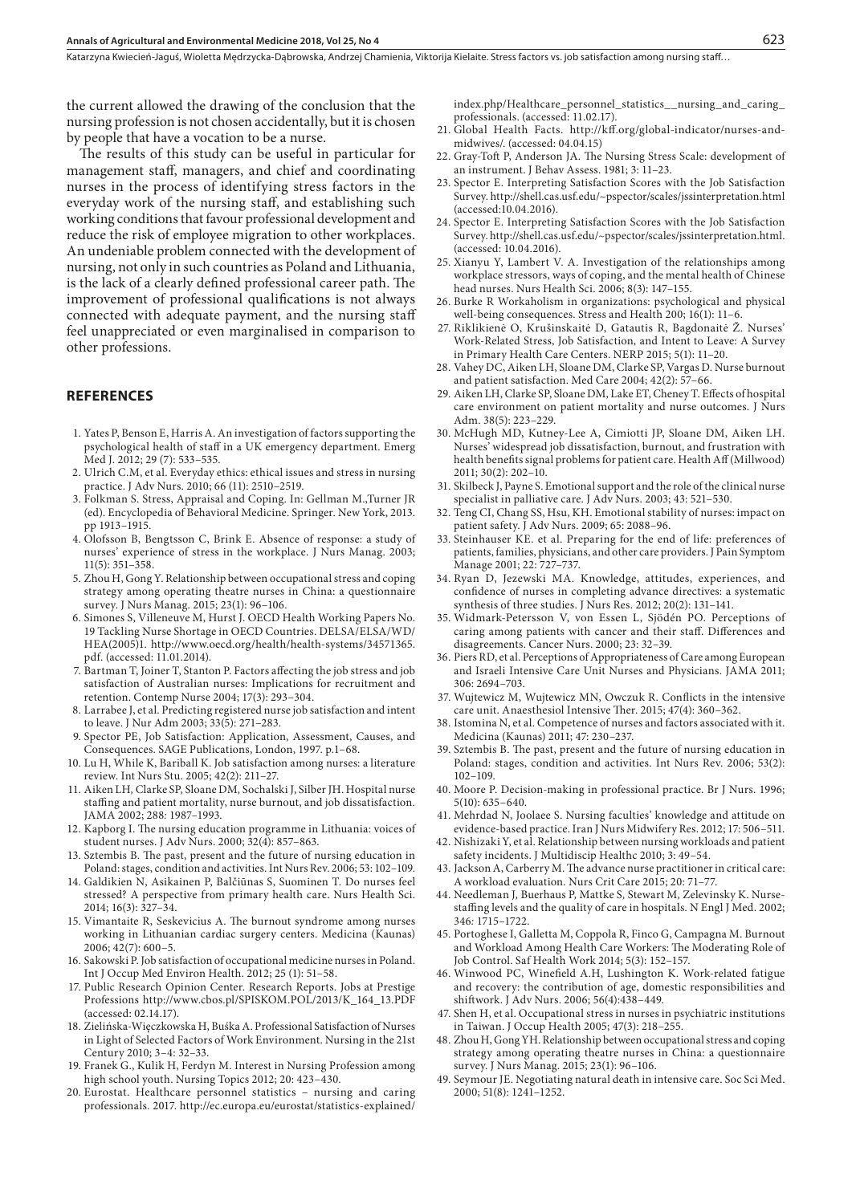the current allowed the drawing of the conclusion that the nursing profession is not chosen accidentally, but it is chosen by people that have a vocation to be a nurse.

The results of this study can be useful in particular for management staff, managers, and chief and coordinating nurses in the process of identifying stress factors in the everyday work of the nursing staff, and establishing such working conditions that favour professional development and reduce the risk of employee migration to other workplaces. An undeniable problem connected with the development of nursing, not only in such countries as Poland and Lithuania, is the lack of a clearly defined professional career path. The improvement of professional qualifications is not always connected with adequate payment, and the nursing staff feel unappreciated or even marginalised in comparison to other professions.

## REFERENCES

1. Yates P, Benson E, Harris A. An investigation of factors supporting the psychological health of staff in a UK emergency department. Emerg Med J. 2012; 29 (7): 533–535.
2. Ulrich C.M, et al. Everyday ethics: ethical issues and stress in nursing practice. J Adv Nurs. 2010; 66 (11): 2510–2519.
3. Folkman S. Stress, Appraisal and Coping. In: Gellman M.,Turner JR (ed). Encyclopedia of Behavioral Medicine. Springer. New York, 2013. pp 1913–1915.
4. Olofsson B, Bengtsson C, Brink E. Absence of response: a study of nurses' experience of stress in the workplace. J Nurs Manag. 2003; 11(5): 351–358.
5. Zhou H, Gong Y. Relationship between occupational stress and coping strategy among operating theatre nurses in China: a questionnaire survey. J Nurs Manag. 2015; 23(1): 96–106.
6. Simones S, Villeneuve M, Hurst J. OECD Health Working Papers No. 19 Tackling Nurse Shortage in OECD Countries. DELSA/ELSA/WD/HEA(2005)1. http://www.oecd.org/health/health-systems/34571365.pdf. (accessed: 11.01.2014).
7. Bartman T, Joiner T, Stanton P. Factors affecting the job stress and job satisfaction of Australian nurses: Implications for recruitment and retention. Contemp Nurse 2004; 17(3): 293–304.
8. Larrabee J, et al. Predicting registered nurse job satisfaction and intent to leave. J Nur Adm 2003; 33(5): 271–283.
9. Spector PE, Job Satisfaction: Application, Assessment, Causes, and Consequences. SAGE Publications, London, 1997. p.1–68.
10. Lu H, While K, Bariball K. Job satisfaction among nurses: a literature review. Int Nurs Stu. 2005; 42(2): 211–27.
11. Aiken LH, Clarke SP, Sloane DM, Sochalski J, Silber JH. Hospital nurse staffing and patient mortality, nurse burnout, and job dissatisfaction. JAMA 2002; 288: 1987–1993.
12. Kapborg I. The nursing education programme in Lithuania: voices of student nurses. J Adv Nurs. 2000; 32(4): 857–863.
13. Sztembis B. The past, present and the future of nursing education in Poland: stages, condition and activities. Int Nurs Rev. 2006; 53: 102–109.
14. Galdikien N, Asikainen P, Balčiūnas S, Suominen T. Do nurses feel stressed? A perspective from primary health care. Nurs Health Sci. 2014; 16(3): 327–34.
15. Vimantaite R, Seskevicius A. The burnout syndrome among nurses working in Lithuanian cardiac surgery centers. Medicina (Kaunas) 2006; 42(7): 600–5.
16. Sakowski P. Job satisfaction of occupational medicine nurses in Poland. Int J Occup Med Environ Health. 2012; 25 (1): 51–58.
17. Public Research Opinion Center. Research Reports. Jobs at Prestige Professions http://www.cbos.pl/SPISKOM.POL/2013/K_164_13.PDF (accessed: 02.14.17).
18. Zielińska-Więczkowska H, Buśka A. Professional Satisfaction of Nurses in Light of Selected Factors of Work Environment. Nursing in the 21st Century 2010; 3–4: 32–33.
19. Franek G., Kulik H, Ferdyn M. Interest in Nursing Profession among high school youth. Nursing Topics 2012; 20: 423–430.
20. Eurostat. Healthcare personnel statistics – nursing and caring professionals. 2017. http://ec.europa.eu/eurostat/statistics-explained/index.php/Healthcare_personnel_statistics__nursing_and_caring_professionals. (accessed: 11.02.17).
21. Global Health Facts. http://kff.org/global-indicator/nurses-and-midwives/. (accessed: 04.04.15)
22. Gray-Toft P, Anderson JA. The Nursing Stress Scale: development of an instrument. J Behav Assess. 1981; 3: 11–23.
23. Spector E. Interpreting Satisfaction Scores with the Job Satisfaction Survey. http://shell.cas.usf.edu/~pspector/scales/jssinterpretation.html (accessed:10.04.2016).
24. Spector E. Interpreting Satisfaction Scores with the Job Satisfaction Survey. http://shell.cas.usf.edu/~pspector/scales/jssinterpretation.html. (accessed: 10.04.2016).
25. Xianyu Y, Lambert V. A. Investigation of the relationships among workplace stressors, ways of coping, and the mental health of Chinese head nurses. Nurs Health Sci. 2006; 8(3): 147–155.
26. Burke R Workaholism in organizations: psychological and physical well-being consequences. Stress and Health 200; 16(1): 11–6.
27. Riklikienė O, Krušinskaitė D, Gatautis R, Bagdonaitė Ž. Nurses' Work-Related Stress, Job Satisfaction, and Intent to Leave: A Survey in Primary Health Care Centers. NERP 2015; 5(1): 11–20.
28. Vahey DC, Aiken LH, Sloane DM, Clarke SP, Vargas D. Nurse burnout and patient satisfaction. Med Care 2004; 42(2): 57–66.
29. Aiken LH, Clarke SP, Sloane DM, Lake ET, Cheney T. Effects of hospital care environment on patient mortality and nurse outcomes. J Nurs Adm. 38(5): 223–229.
30. McHugh MD, Kutney-Lee A, Cimiotti JP, Sloane DM, Aiken LH. Nurses' widespread job dissatisfaction, burnout, and frustration with health benefits signal problems for patient care. Health Aff (Millwood) 2011; 30(2): 202–10.
31. Skilbeck J, Payne S. Emotional support and the role of the clinical nurse specialist in palliative care. J Adv Nurs. 2003; 43: 521–530.
32. Teng CI, Chang SS, Hsu, KH. Emotional stability of nurses: impact on patient safety. J Adv Nurs. 2009; 65: 2088–96.
33. Steinhauser KE. et al. Preparing for the end of life: preferences of patients, families, physicians, and other care providers. J Pain Symptom Manage 2001; 22: 727–737.
34. Ryan D, Jezewski MA. Knowledge, attitudes, experiences, and confidence of nurses in completing advance directives: a systematic synthesis of three studies. J Nurs Res. 2012; 20(2): 131–141.
35. Widmark-Petersson V, von Essen L, Sjödén PO. Perceptions of caring among patients with cancer and their staff. Differences and disagreements. Cancer Nurs. 2000; 23: 32–39.
36. Piers RD, et al. Perceptions of Appropriateness of Care among European and Israeli Intensive Care Unit Nurses and Physicians. JAMA 2011; 306: 2694–703.
37. Wujtewicz M, Wujtewicz MN, Owczuk R. Conflicts in the intensive care unit. Anaesthesiol Intensive Ther. 2015; 47(4): 360–362.
38. Istomina N, et al. Competence of nurses and factors associated with it. Medicina (Kaunas) 2011; 47: 230–237.
39. Sztembis B. The past, present and the future of nursing education in Poland: stages, condition and activities. Int Nurs Rev. 2006; 53(2): 102–109.
40. Moore P. Decision-making in professional practice. Br J Nurs. 1996; 5(10): 635–640.
41. Mehrdad N, Joolaee S. Nursing faculties' knowledge and attitude on evidence-based practice. Iran J Nurs Midwifery Res. 2012; 17: 506–511.
42. Nishizaki Y, et al. Relationship between nursing workloads and patient safety incidents. J Multidiscip Healthc 2010; 3: 49–54.
43. Jackson A, Carberry M. The advance nurse practitioner in critical care: A workload evaluation. Nurs Crit Care 2015; 20: 71–77.
44. Needleman J, Buerhaus P, Mattke S, Stewart M, Zelevinsky K. Nurse-staffing levels and the quality of care in hospitals. N Engl J Med. 2002; 346: 1715–1722.
45. Portoghese I, Galletta M, Coppola R, Finco G, Campagna M. Burnout and Workload Among Health Care Workers: The Moderating Role of Job Control. Saf Health Work 2014; 5(3): 152–157.
46. Winwood PC, Winefield A.H, Lushington K. Work-related fatigue and recovery: the contribution of age, domestic responsibilities and shiftwork. J Adv Nurs. 2006; 56(4):438–449.
47. Shen H, et al. Occupational stress in nurses in psychiatric institutions in Taiwan. J Occup Health 2005; 47(3): 218–255.
48. Zhou H, Gong YH. Relationship between occupational stress and coping strategy among operating theatre nurses in China: a questionnaire survey. J Nurs Manag. 2015; 23(1): 96–106.
49. Seymour JE. Negotiating natural death in intensive care. Soc Sci Med. 2000; 51(8): 1241–1252.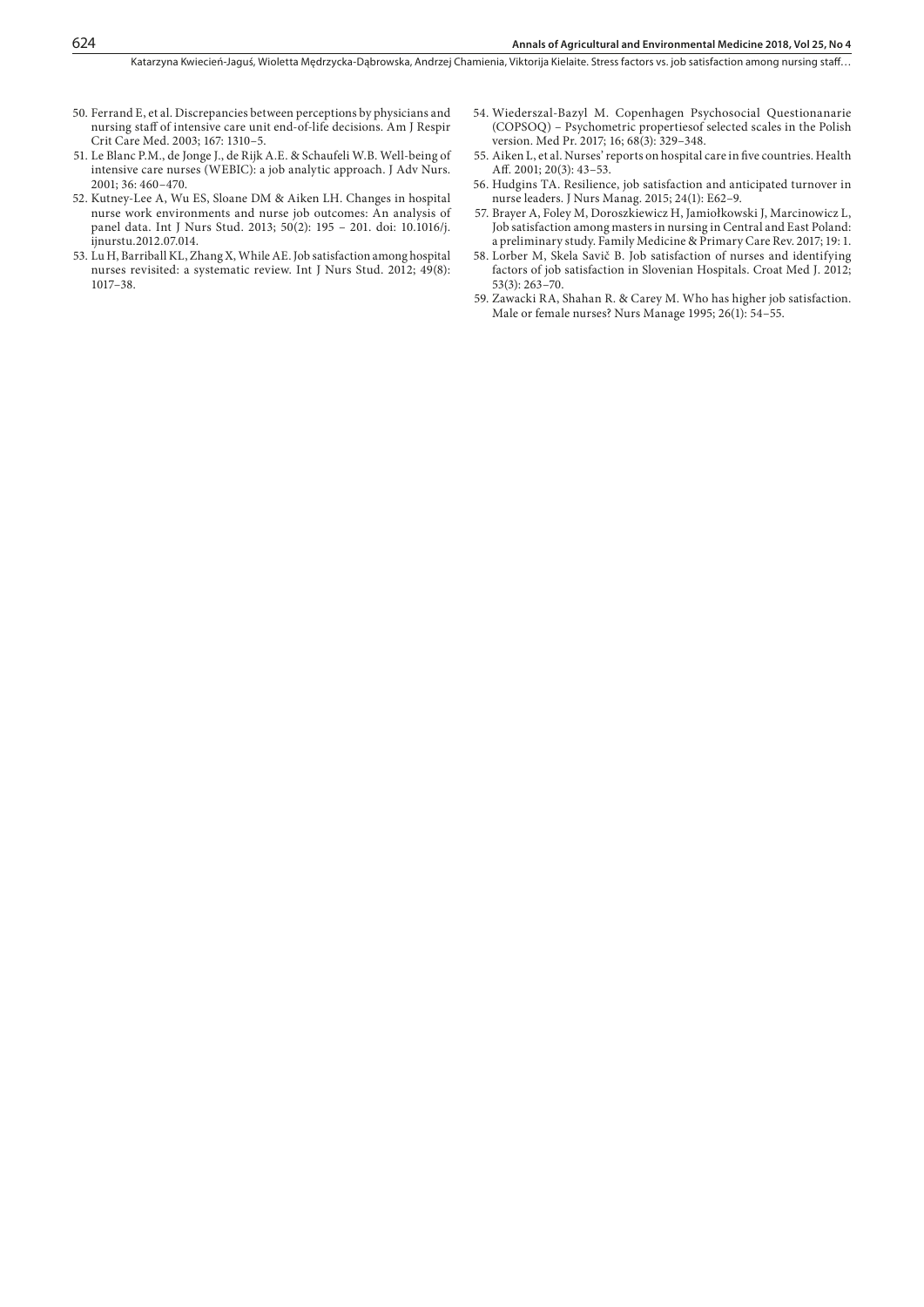50. Ferrand E, et al. Discrepancies between perceptions by physicians and nursing staff of intensive care unit end-of-life decisions. Am J Respir Crit Care Med. 2003; 167: 1310–5.
51. Le Blanc P.M., de Jonge J., de Rijk A.E. & Schaufeli W.B. Well-being of intensive care nurses (WEBIC): a job analytic approach. J Adv Nurs. 2001; 36: 460–470.
52. Kutney-Lee A, Wu ES, Sloane DM & Aiken LH. Changes in hospital nurse work environments and nurse job outcomes: An analysis of panel data. Int J Nurs Stud. 2013; 50(2): 195 – 201. doi: 10.1016/j.ijnurstu.2012.07.014.
53. Lu H, Barriball KL, Zhang X, While AE. Job satisfaction among hospital nurses revisited: a systematic review. Int J Nurs Stud. 2012; 49(8): 1017–38.
54. Wiederszal-Bazyl M. Copenhagen Psychosocial Questionanarie (COPSOQ) – Psychometric propertiesof selected scales in the Polish version. Med Pr. 2017; 16; 68(3): 329–348.
55. Aiken L, et al. Nurses' reports on hospital care in five countries. Health Aff. 2001; 20(3): 43–53.
56. Hudgins TA. Resilience, job satisfaction and anticipated turnover in nurse leaders. J Nurs Manag. 2015; 24(1): E62–9.
57. Brayer A, Foley M, Doroszkiewicz H, Jamiołkowski J, Marcinowicz L, Job satisfaction among masters in nursing in Central and East Poland: a preliminary study. Family Medicine & Primary Care Rev. 2017; 19: 1.
58. Lorber M, Skela Savič B. Job satisfaction of nurses and identifying factors of job satisfaction in Slovenian Hospitals. Croat Med J. 2012; 53(3): 263–70.
59. Zawacki RA, Shahan R. & Carey M. Who has higher job satisfaction. Male or female nurses? Nurs Manage 1995; 26(1): 54–55.